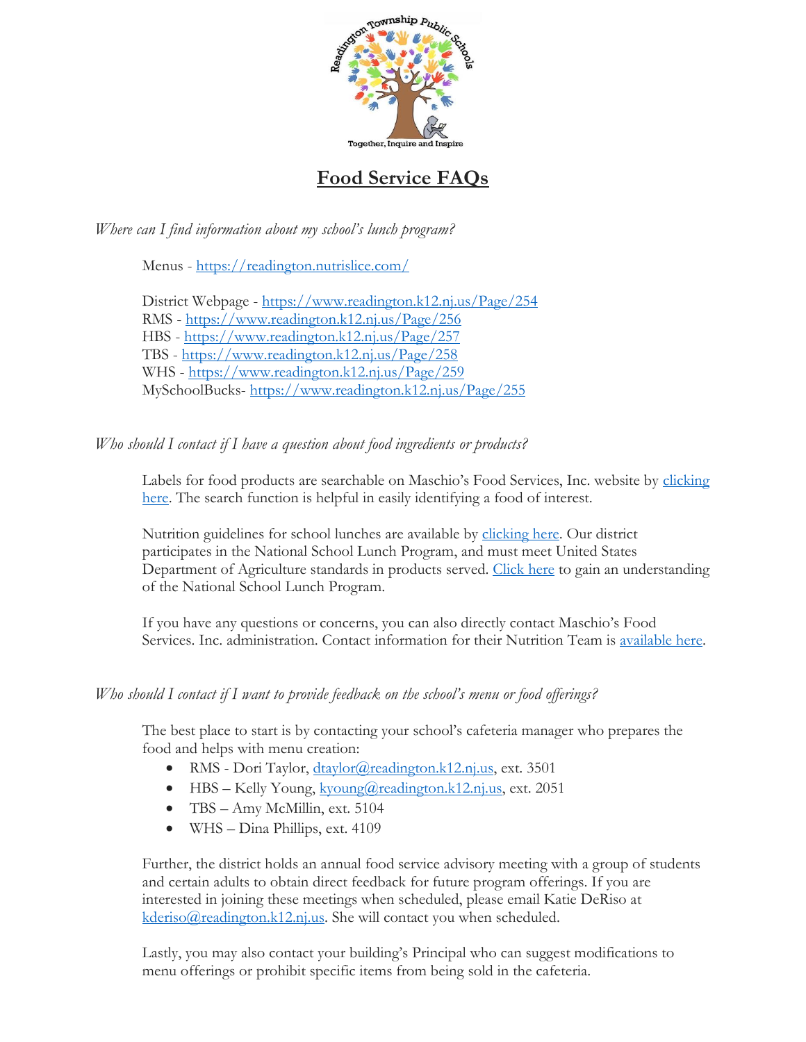# Food Service FAQs

*Where can I find information about my school's lunch program?*

Menus - [https://readington.nutrislice.com/](https://readington.nutrislice.com/)

District Webpage - [https://www.readington.k12.nj.us/Page/254](https://www.readington.k12.nj.us/Page/254)
RMS - [https://www.readington.k12.nj.us/Page/256](https://www.readington.k12.nj.us/Page/256)
HBS - [https://www.readington.k12.nj.us/Page/257](https://www.readington.k12.nj.us/Page/257)
TBS - [https://www.readington.k12.nj.us/Page/258](https://www.readington.k12.nj.us/Page/258)
WHS - [https://www.readington.k12.nj.us/Page/259](https://www.readington.k12.nj.us/Page/259)
MySchoolBucks- [https://www.readington.k12.nj.us/Page/255](https://www.readington.k12.nj.us/Page/255)

*Who should I contact if I have a question about food ingredients or products?*

Labels for food products are searchable on Maschio's Food Services, Inc. website by clicking here. The search function is helpful in easily identifying a food of interest.

Nutrition guidelines for school lunches are available by clicking here. Our district participates in the National School Lunch Program, and must meet United States Department of Agriculture standards in products served. Click here to gain an understanding of the National School Lunch Program.

If you have any questions or concerns, you can also directly contact Maschio's Food Services. Inc. administration. Contact information for their Nutrition Team is available here.

*Who should I contact if I want to provide feedback on the school's menu or food offerings?*

The best place to start is by contacting your school's cafeteria manager who prepares the food and helps with menu creation:

- RMS - Dori Taylor, dtaylor@readington.k12.nj.us, ext. 3501
- HBS – Kelly Young, kyoung@readington.k12.nj.us, ext. 2051
- TBS – Amy McMillin, ext. 5104
- WHS – Dina Phillips, ext. 4109

Further, the district holds an annual food service advisory meeting with a group of students and certain adults to obtain direct feedback for future program offerings. If you are interested in joining these meetings when scheduled, please email Katie DeRiso at kderiso@readington.k12.nj.us. She will contact you when scheduled.

Lastly, you may also contact your building's Principal who can suggest modifications to menu offerings or prohibit specific items from being sold in the cafeteria.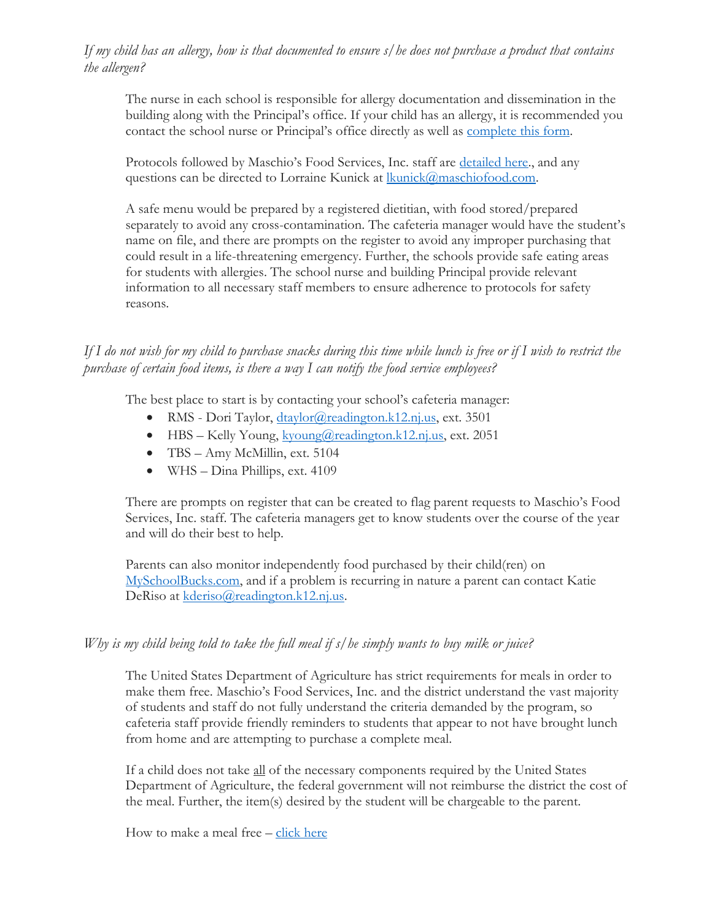*If my child has an allergy, how is that documented to ensure s/he does not purchase a product that contains the allergen?*

The nurse in each school is responsible for allergy documentation and dissemination in the building along with the Principal's office. If your child has an allergy, it is recommended you contact the school nurse or Principal's office directly as well as complete this form.

Protocols followed by Maschio's Food Services, Inc. staff are detailed here., and any questions can be directed to Lorraine Kunick at lkunick@maschiofood.com.

A safe menu would be prepared by a registered dietitian, with food stored/prepared separately to avoid any cross-contamination. The cafeteria manager would have the student's name on file, and there are prompts on the register to avoid any improper purchasing that could result in a life-threatening emergency. Further, the schools provide safe eating areas for students with allergies. The school nurse and building Principal provide relevant information to all necessary staff members to ensure adherence to protocols for safety reasons.

*If I do not wish for my child to purchase snacks during this time while lunch is free or if I wish to restrict the purchase of certain food items, is there a way I can notify the food service employees?*

The best place to start is by contacting your school's cafeteria manager:

- RMS - Dori Taylor, dtaylor@readington.k12.nj.us, ext. 3501
- HBS – Kelly Young, kyoung@readington.k12.nj.us, ext. 2051
- TBS – Amy McMillin, ext. 5104
- WHS – Dina Phillips, ext. 4109

There are prompts on register that can be created to flag parent requests to Maschio's Food Services, Inc. staff. The cafeteria managers get to know students over the course of the year and will do their best to help.

Parents can also monitor independently food purchased by their child(ren) on MySchoolBucks.com, and if a problem is recurring in nature a parent can contact Katie DeRiso at kderiso@readington.k12.nj.us.

*Why is my child being told to take the full meal if s/he simply wants to buy milk or juice?*

The United States Department of Agriculture has strict requirements for meals in order to make them free. Maschio's Food Services, Inc. and the district understand the vast majority of students and staff do not fully understand the criteria demanded by the program, so cafeteria staff provide friendly reminders to students that appear to not have brought lunch from home and are attempting to purchase a complete meal.

If a child does not take all of the necessary components required by the United States Department of Agriculture, the federal government will not reimburse the district the cost of the meal. Further, the item(s) desired by the student will be chargeable to the parent.

How to make a meal free – click here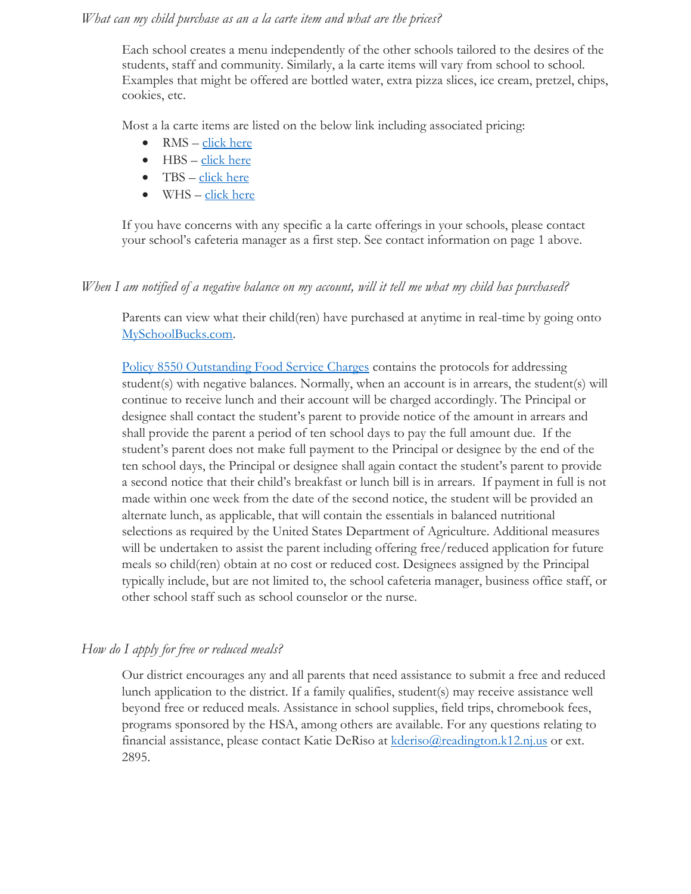*What can my child purchase as an a la carte item and what are the prices?*

Each school creates a menu independently of the other schools tailored to the desires of the students, staff and community. Similarly, a la carte items will vary from school to school. Examples that might be offered are bottled water, extra pizza slices, ice cream, pretzel, chips, cookies, etc.

Most a la carte items are listed on the below link including associated pricing:

- RMS – click here
- HBS – click here
- TBS – click here
- WHS – click here

If you have concerns with any specific a la carte offerings in your schools, please contact your school's cafeteria manager as a first step. See contact information on page 1 above.

*When I am notified of a negative balance on my account, will it tell me what my child has purchased?*

Parents can view what their child(ren) have purchased at anytime in real-time by going onto MySchoolBucks.com.

Policy 8550 Outstanding Food Service Charges contains the protocols for addressing student(s) with negative balances. Normally, when an account is in arrears, the student(s) will continue to receive lunch and their account will be charged accordingly. The Principal or designee shall contact the student's parent to provide notice of the amount in arrears and shall provide the parent a period of ten school days to pay the full amount due. If the student's parent does not make full payment to the Principal or designee by the end of the ten school days, the Principal or designee shall again contact the student's parent to provide a second notice that their child's breakfast or lunch bill is in arrears. If payment in full is not made within one week from the date of the second notice, the student will be provided an alternate lunch, as applicable, that will contain the essentials in balanced nutritional selections as required by the United States Department of Agriculture. Additional measures will be undertaken to assist the parent including offering free/reduced application for future meals so child(ren) obtain at no cost or reduced cost. Designees assigned by the Principal typically include, but are not limited to, the school cafeteria manager, business office staff, or other school staff such as school counselor or the nurse.

*How do I apply for free or reduced meals?*

Our district encourages any and all parents that need assistance to submit a free and reduced lunch application to the district. If a family qualifies, student(s) may receive assistance well beyond free or reduced meals. Assistance in school supplies, field trips, chromebook fees, programs sponsored by the HSA, among others are available. For any questions relating to financial assistance, please contact Katie DeRiso at kderiso@readington.k12.nj.us or ext. 2895.